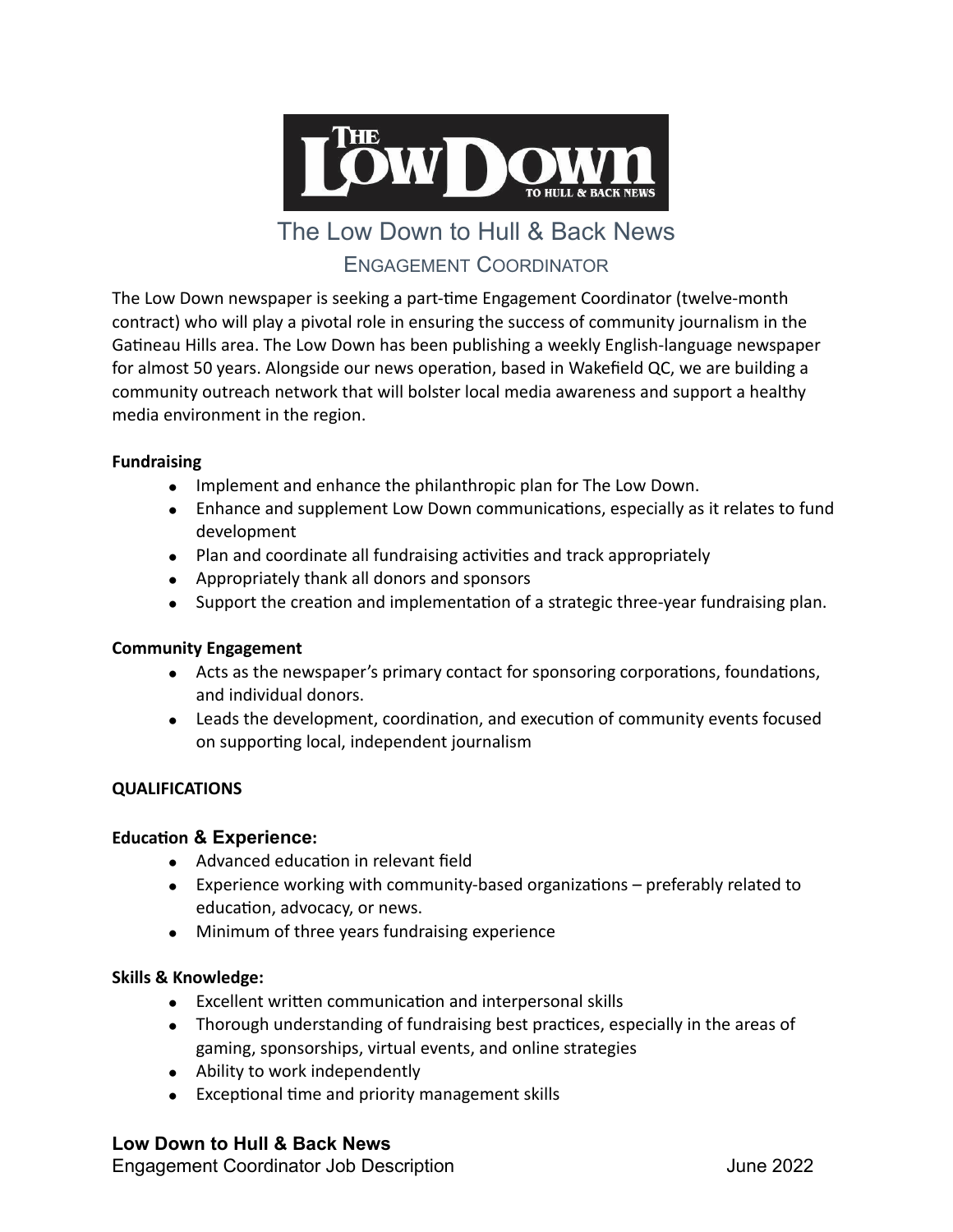# The Low Down to Hull & Back News

## Engagement Coordinator

The Low Down newspaper is seeking a part-time Engagement Coordinator (twelve-month contract) who will play a pivotal role in ensuring the success of community journalism in the Gatineau Hills area. The Low Down has been publishing a weekly English-language newspaper for almost 50 years. Alongside our news operation, based in Wakefield QC, we are building a community outreach network that will bolster local media awareness and support a healthy media environment in the region.

**Fundraising**

- Implement and enhance the philanthropic plan for The Low Down.
- Enhance and supplement Low Down communications, especially as it relates to fund development
- Plan and coordinate all fundraising activities and track appropriately
- Appropriately thank all donors and sponsors
- Support the creation and implementation of a strategic three-year fundraising plan.

**Community Engagement**

- Acts as the newspaper's primary contact for sponsoring corporations, foundations, and individual donors.
- Leads the development, coordination, and execution of community events focused on supporting local, independent journalism

**QUALIFICATIONS**

**Education & Experience:**

- Advanced education in relevant field
- Experience working with community-based organizations – preferably related to education, advocacy, or news.
- Minimum of three years fundraising experience

**Skills & Knowledge:**

- Excellent written communication and interpersonal skills
- Thorough understanding of fundraising best practices, especially in the areas of gaming, sponsorships, virtual events, and online strategies
- Ability to work independently
- Exceptional time and priority management skills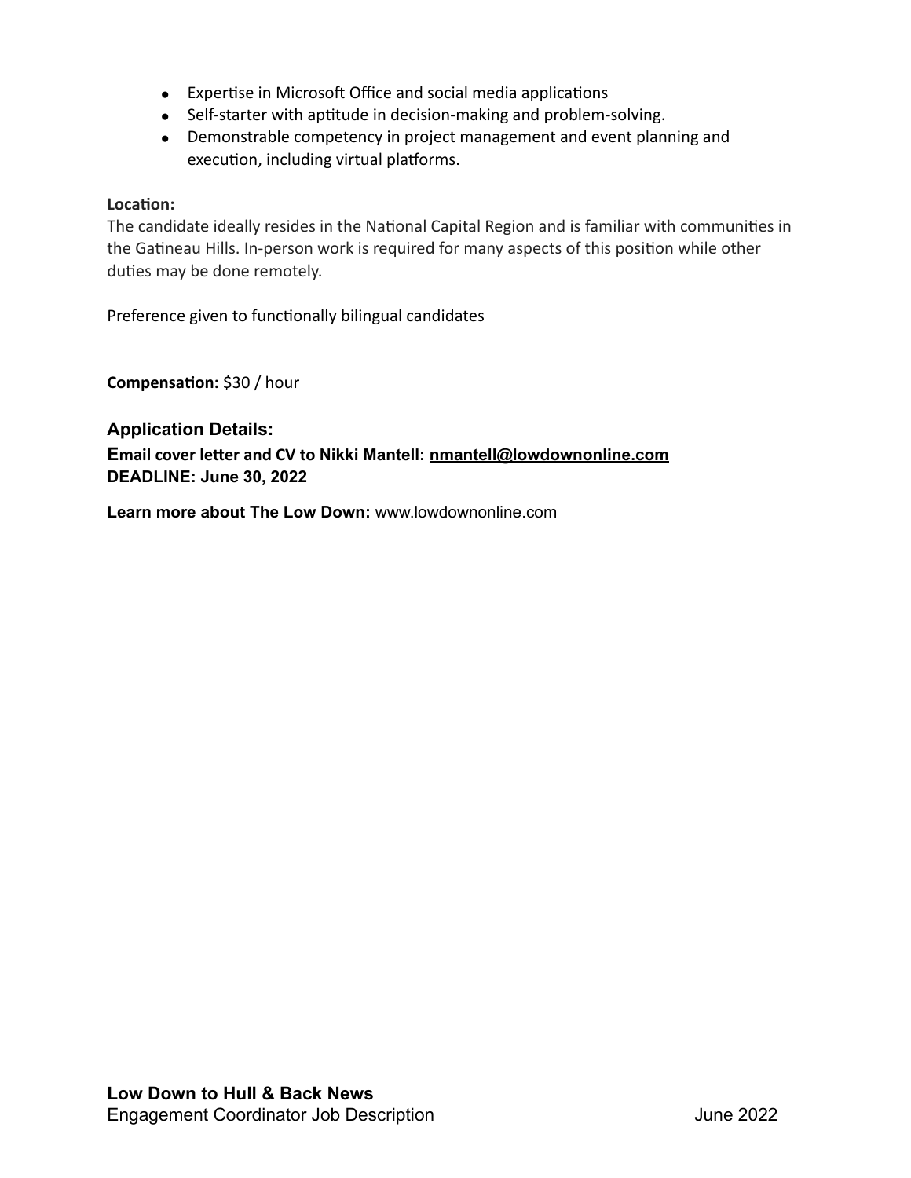- Expertise in Microsoft Office and social media applications
- Self-starter with aptitude in decision-making and problem-solving.
- Demonstrable competency in project management and event planning and execution, including virtual platforms.

**Location:**

The candidate ideally resides in the National Capital Region and is familiar with communities in the Gatineau Hills. In-person work is required for many aspects of this position while other duties may be done remotely.

Preference given to functionally bilingual candidates

**Compensation:** $30 / hour

### Application Details:

**Email cover letter and CV to Nikki Mantell: nmantell@lowdownonline.com**
**DEADLINE: June 30, 2022**

**Learn more about The Low Down:** www.lowdownonline.com